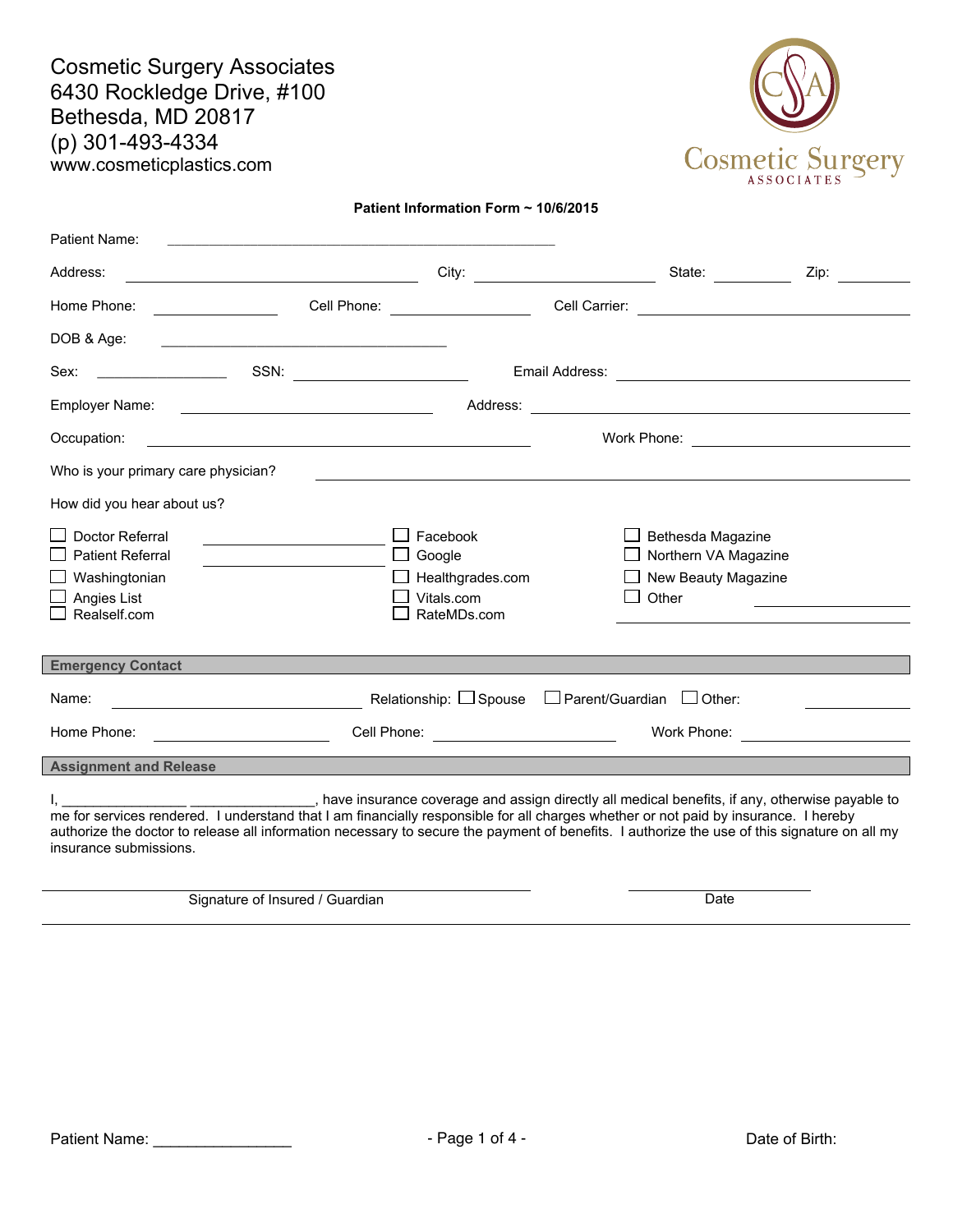Cosmetic Surgery Associates
6430 Rockledge Drive, #100
Bethesda, MD 20817
(p) 301-493-4334
www.cosmeticplastics.com

Cosmetic Surgery
ASSOCIATES

**Patient Information Form ~ 10/6/2015**

Patient Name: ______________________________

Address: ______________________ City: ______________ State: ________ Zip: ________

Home Phone: __________ Cell Phone: __________ Cell Carrier: ____________________

DOB & Age: ______________________

Sex: __________ SSN: ______________ Email Address: ______________________

Employer Name: ____________________ Address: ______________________________

Occupation: ______________________________ Work Phone: ____________________

Who is your primary care physician? ______________________________________________

How did you hear about us?

- ☐ Doctor Referral ______________
- ☐ Patient Referral ______________
- ☐ Washingtonian
- ☐ Angies List
- ☐ Realself.com
- ☐ Facebook
- ☐ Google
- ☐ Healthgrades.com
- ☐ Vitals.com
- ☐ RateMDs.com
- ☐ Bethesda Magazine
- ☐ Northern VA Magazine
- ☐ New Beauty Magazine
- ☐ Other ______________

## Emergency Contact

Name: ____________________ Relationship: ☐ Spouse ☐ Parent/Guardian ☐ Other: __________

Home Phone: ______________ Cell Phone: ______________ Work Phone: ______________

## Assignment and Release

I, ________________ ________________, have insurance coverage and assign directly all medical benefits, if any, otherwise payable to me for services rendered. I understand that I am financially responsible for all charges whether or not paid by insurance. I hereby authorize the doctor to release all information necessary to secure the payment of benefits. I authorize the use of this signature on all my insurance submissions.

______________________________ Signature of Insured / Guardian

______________ Date

Patient Name: ________________ Date of Birth: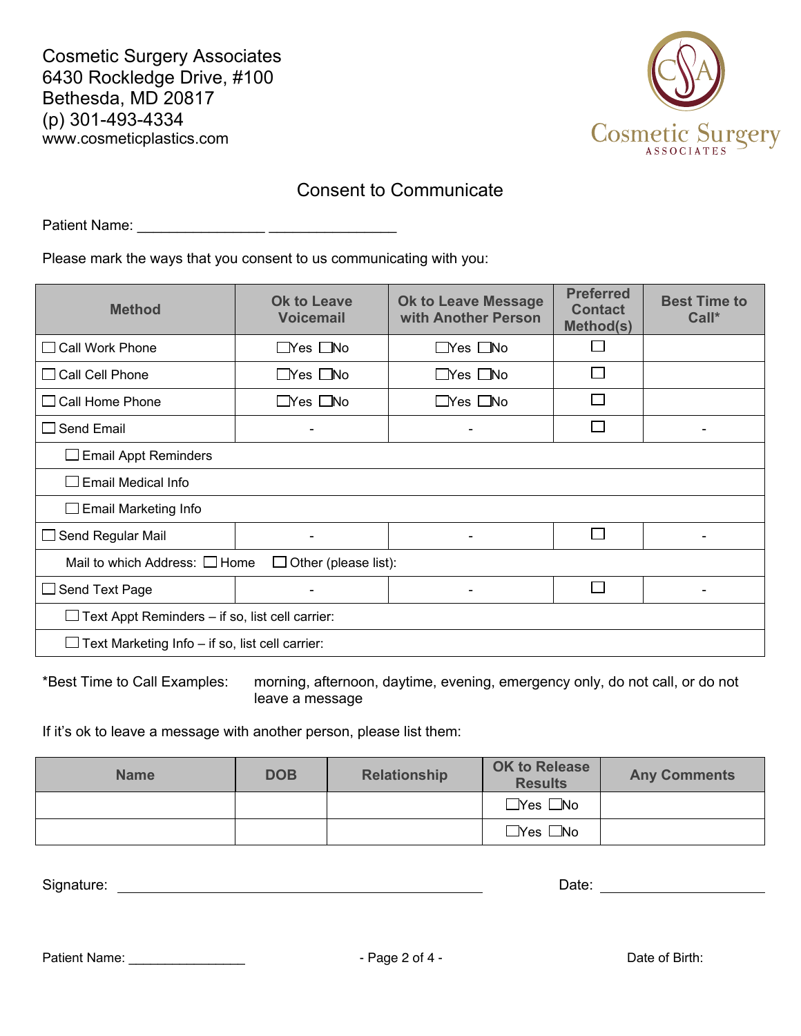Cosmetic Surgery Associates
6430 Rockledge Drive, #100
Bethesda, MD 20817
(p) 301-493-4334
www.cosmeticplastics.com

## Consent to Communicate

Patient Name: _______________ _______________

Please mark the ways that you consent to us communicating with you:

| Method | Ok to Leave Voicemail | Ok to Leave Message with Another Person | Preferred Contact Method(s) | Best Time to Call* |
|---|---|---|---|---|
| ☐ Call Work Phone | ☐Yes ☐No | ☐Yes ☐No | ☐ | |
| ☐ Call Cell Phone | ☐Yes ☐No | ☐Yes ☐No | ☐ | |
| ☐ Call Home Phone | ☐Yes ☐No | ☐Yes ☐No | ☐ | |
| ☐ Send Email | - | - | ☐ | - |
| ☐ Email Appt Reminders | | | | |
| ☐ Email Medical Info | | | | |
| ☐ Email Marketing Info | | | | |
| ☐ Send Regular Mail | - | - | ☐ | - |
| Mail to which Address: ☐ Home ☐ Other (please list): | | | | |
| ☐ Send Text Page | - | - | ☐ | - |
| ☐ Text Appt Reminders – if so, list cell carrier: | | | | |
| ☐ Text Marketing Info – if so, list cell carrier: | | | | |

*Best Time to Call Examples: morning, afternoon, daytime, evening, emergency only, do not call, or do not leave a message

If it's ok to leave a message with another person, please list them:

| Name | DOB | Relationship | OK to Release Results | Any Comments |
|---|---|---|---|---|
| | | | ☐Yes ☐No | |
| | | | ☐Yes ☐No | |

Signature: ______________________________ Date: ______________

Patient Name: _______________ Date of Birth: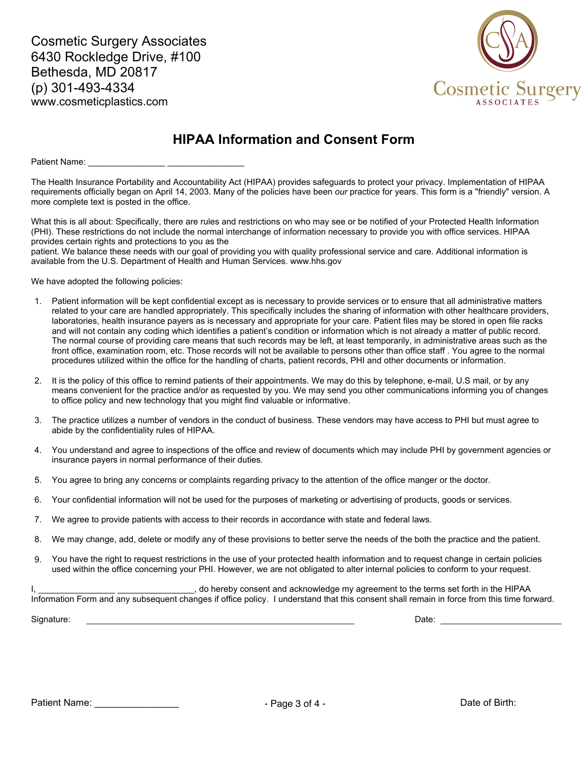Cosmetic Surgery Associates
6430 Rockledge Drive, #100
Bethesda, MD 20817
(p) 301-493-4334
www.cosmeticplastics.com

# HIPAA Information and Consent Form

Patient Name: ________________ ________________

The Health Insurance Portability and Accountability Act (HIPAA) provides safeguards to protect your privacy. Implementation of HIPAA requirements officially began on April 14, 2003. Many of the policies have been *our* practice for years. This form is a "friendly" version. A more complete text is posted in the office.

What this is all about: Specifically, there are rules and restrictions on who may see or be notified of your Protected Health Information (PHI). These restrictions do not include the normal interchange of information necessary to provide you with office services. HIPAA provides certain rights and protections to you as the
patient. We balance these needs with our goal of providing you with quality professional service and care. Additional information is available from the U.S. Department of Health and Human Services. www.hhs.gov

We have adopted the following policies:

1. Patient information will be kept confidential except as is necessary to provide services or to ensure that all administrative matters related to your care are handled appropriately. This specifically includes the sharing of information with other healthcare providers, laboratories, health insurance payers as is necessary and appropriate for your care. Patient files may be stored in open file racks and will not contain any coding which identifies a patient's condition or information which is not already a matter of public record. The normal course of providing care means that such records may be left, at least temporarily, in administrative areas such as the front office, examination room, etc. Those records will not be available to persons other than office staff . You agree to the normal procedures utilized within the office for the handling of charts, patient records, PHI and other documents or information.

2. It is the policy of this office to remind patients of their appointments. We may do this by telephone, e-mail, U.S mail, or by any means convenient for the practice and/or as requested by you. We may send you other communications informing you of changes to office policy and new technology that you might find valuable or informative.

3. The practice utilizes a number of vendors in the conduct of business. These vendors may have access to PHI but must agree to abide by the confidentiality rules of HIPAA.

4. You understand and agree to inspections of the office and review of documents which may include PHI by government agencies or insurance payers in normal performance of their duties.

5. You agree to bring any concerns or complaints regarding privacy to the attention of the office manger or the doctor.

6. Your confidential information will not be used for the purposes of marketing or advertising of products, goods or services.

7. We agree to provide patients with access to their records in accordance with state and federal laws.

8. We may change, add, delete or modify any of these provisions to better serve the needs of the both the practice and the patient.

9. You have the right to request restrictions in the use of your protected health information and to request change in certain policies used within the office concerning your PHI. However, we are not obligated to alter internal policies to conform to your request.

I, ________________ ________________, do hereby consent and acknowledge my agreement to the terms set forth in the HIPAA Information Form and any subsequent changes if office policy. I understand that this consent shall remain in force from this time forward.

Signature: ____________________________________________ Date: ______________________

Patient Name: ________________ Date of Birth: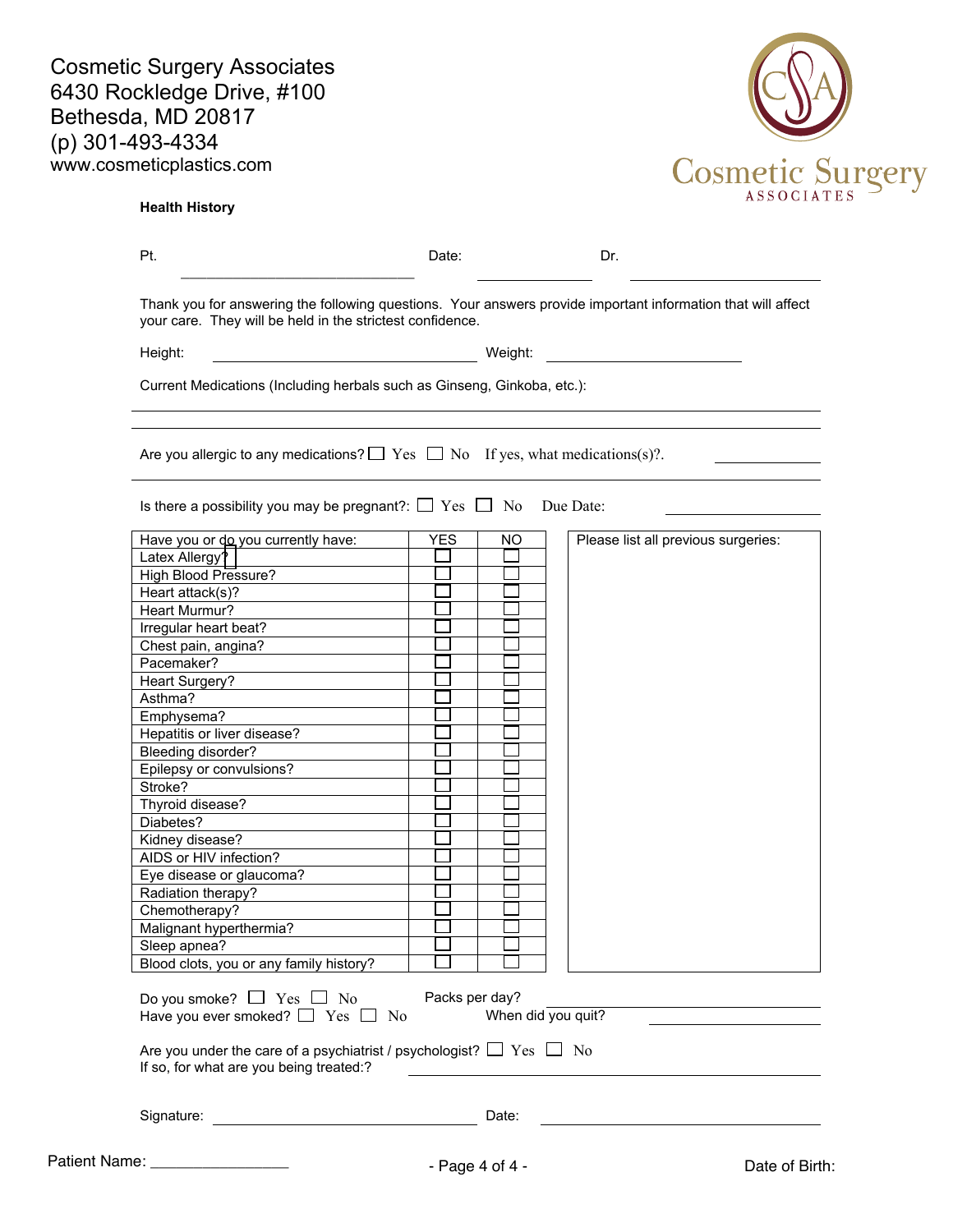Cosmetic Surgery Associates
6430 Rockledge Drive, #100
Bethesda, MD 20817
(p) 301-493-4334
www.cosmeticplastics.com

Cosmetic Surgery ASSOCIATES

**Health History**

Pt. ______________________________ Date: ______________ Dr. ______________________

Thank you for answering the following questions. Your answers provide important information that will affect your care. They will be held in the strictest confidence.

Height: ______________________________ Weight: ______________________

Current Medications (Including herbals such as Ginseng, Ginkoba, etc.):

_____________________________________________________________________________

_____________________________________________________________________________

Are you allergic to any medications? ☐ Yes ☐ No If yes, what medications(s)?. ______________

_____________________________________________________________________________

Is there a possibility you may be pregnant?: ☐ Yes ☐ No Due Date: ______________

| Have you or do you currently have: | YES | NO |
|---|---|---|
| Latex Allergy? | ☐ | ☐ |
| High Blood Pressure? | ☐ | ☐ |
| Heart attack(s)? | ☐ | ☐ |
| Heart Murmur? | ☐ | ☐ |
| Irregular heart beat? | ☐ | ☐ |
| Chest pain, angina? | ☐ | ☐ |
| Pacemaker? | ☐ | ☐ |
| Heart Surgery? | ☐ | ☐ |
| Asthma? | ☐ | ☐ |
| Emphysema? | ☐ | ☐ |
| Hepatitis or liver disease? | ☐ | ☐ |
| Bleeding disorder? | ☐ | ☐ |
| Epilepsy or convulsions? | ☐ | ☐ |
| Stroke? | ☐ | ☐ |
| Thyroid disease? | ☐ | ☐ |
| Diabetes? | ☐ | ☐ |
| Kidney disease? | ☐ | ☐ |
| AIDS or HIV infection? | ☐ | ☐ |
| Eye disease or glaucoma? | ☐ | ☐ |
| Radiation therapy? | ☐ | ☐ |
| Chemotherapy? | ☐ | ☐ |
| Malignant hyperthermia? | ☐ | ☐ |
| Sleep apnea? | ☐ | ☐ |
| Blood clots, you or any family history? | ☐ | ☐ |

Please list all previous surgeries:

Do you smoke? ☐ Yes ☐ No Packs per day? ______________________
Have you ever smoked? ☐ Yes ☐ No When did you quit? ______________

Are you under the care of a psychiatrist / psychologist? ☐ Yes ☐ No
If so, for what are you being treated:? ______________________________

Signature: ______________________________ Date: ______________________________

Patient Name: ________________ Date of Birth: